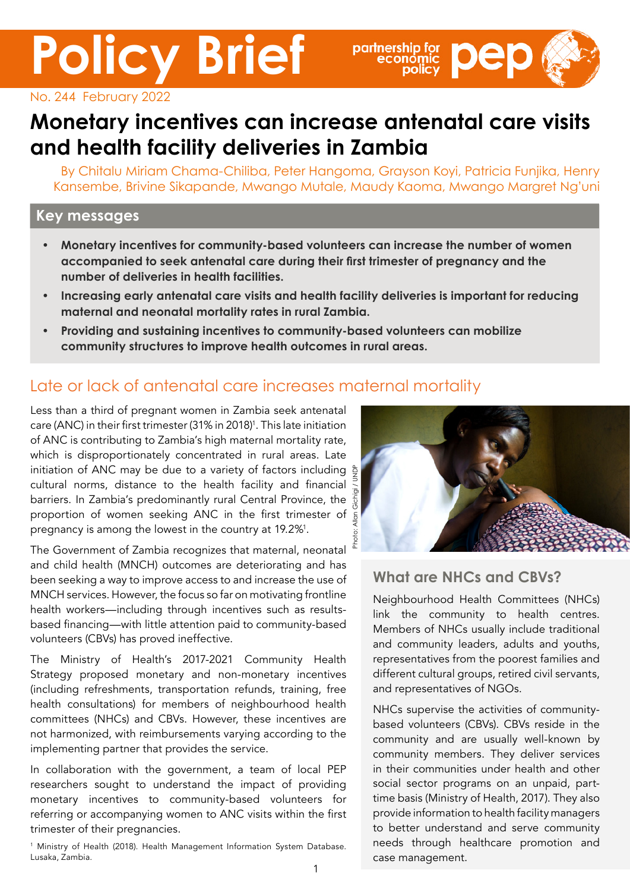# Policy Brief

No. 244 February 2022

# Monetary incentives can increase antenatal care visits and health facility deliveries in Zambia

By Chitalu Miriam Chama-Chiliba, Peter Hangoma, Grayson Koyi, Patricia Funjika, Henry Kansembe, Brivine Sikapande, Mwango Mutale, Maudy Kaoma, Mwango Margret Ng'uni

## Key messages

- **Monetary incentives for community-based volunteers can increase the number of women accompanied to seek antenatal care during their first trimester of pregnancy and the number of deliveries in health facilities.**
- **Increasing early antenatal care visits and health facility deliveries is important for reducing maternal and neonatal mortality rates in rural Zambia.**
- **Providing and sustaining incentives to community-based volunteers can mobilize community structures to improve health outcomes in rural areas.**

## Late or lack of antenatal care increases maternal mortality

Less than a third of pregnant women in Zambia seek antenatal care (ANC) in their first trimester (31% in 2018)[1]. This late initiation of ANC is contributing to Zambia's high maternal mortality rate, which is disproportionately concentrated in rural areas. Late initiation of ANC may be due to a variety of factors including cultural norms, distance to the health facility and financial barriers. In Zambia's predominantly rural Central Province, the proportion of women seeking ANC in the first trimester of pregnancy is among the lowest in the country at 19.2%[1].

The Government of Zambia recognizes that maternal, neonatal and child health (MNCH) outcomes are deteriorating and has been seeking a way to improve access to and increase the use of MNCH services. However, the focus so far on motivating frontline health workers—including through incentives such as results-based financing—with little attention paid to community-based volunteers (CBVs) has proved ineffective.

The Ministry of Health's 2017-2021 Community Health Strategy proposed monetary and non-monetary incentives (including refreshments, transportation refunds, training, free health consultations) for members of neighbourhood health committees (NHCs) and CBVs. However, these incentives are not harmonized, with reimbursements varying according to the implementing partner that provides the service.

In collaboration with the government, a team of local PEP researchers sought to understand the impact of providing monetary incentives to community-based volunteers for referring or accompanying women to ANC visits within the first trimester of their pregnancies.

[1] Ministry of Health (2018). Health Management Information System Database. Lusaka, Zambia.

Photo: Allan Gichigi / UNDP

### What are NHCs and CBVs?

Neighbourhood Health Committees (NHCs) link the community to health centres. Members of NHCs usually include traditional and community leaders, adults and youths, representatives from the poorest families and different cultural groups, retired civil servants, and representatives of NGOs.

NHCs supervise the activities of community-based volunteers (CBVs). CBVs reside in the community and are usually well-known by community members. They deliver services in their communities under health and other social sector programs on an unpaid, part-time basis (Ministry of Health, 2017). They also provide information to health facility managers to better understand and serve community needs through healthcare promotion and case management.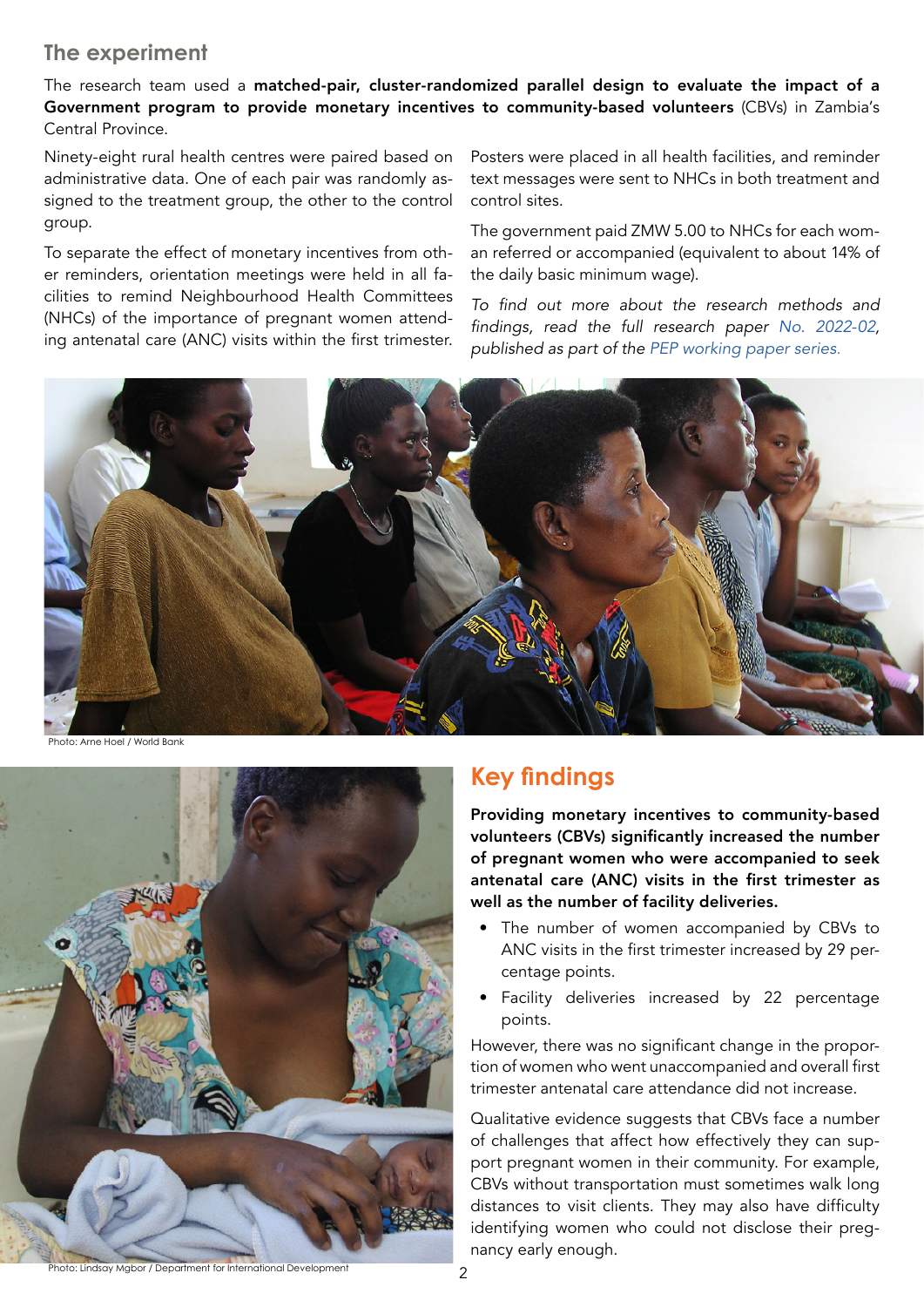## The experiment

The research team used a **matched-pair, cluster-randomized parallel design to evaluate the impact of a Government program to provide monetary incentives to community-based volunteers** (CBVs) in Zambia's Central Province.

Ninety-eight rural health centres were paired based on administrative data. One of each pair was randomly assigned to the treatment group, the other to the control group.

To separate the effect of monetary incentives from other reminders, orientation meetings were held in all facilities to remind Neighbourhood Health Committees (NHCs) of the importance of pregnant women attending antenatal care (ANC) visits within the first trimester.

Posters were placed in all health facilities, and reminder text messages were sent to NHCs in both treatment and control sites.

The government paid ZMW 5.00 to NHCs for each woman referred or accompanied (equivalent to about 14% of the daily basic minimum wage).

*To find out more about the research methods and findings, read the full research paper No. 2022-02, published as part of the PEP working paper series.*

Photo: Arne Hoel / World Bank

Photo: Lindsay Mgbor / Department for International Development

## Key findings

**Providing monetary incentives to community-based volunteers (CBVs) significantly increased the number of pregnant women who were accompanied to seek antenatal care (ANC) visits in the first trimester as well as the number of facility deliveries.**

- The number of women accompanied by CBVs to ANC visits in the first trimester increased by 29 percentage points.
- Facility deliveries increased by 22 percentage points.

However, there was no significant change in the proportion of women who went unaccompanied and overall first trimester antenatal care attendance did not increase.

Qualitative evidence suggests that CBVs face a number of challenges that affect how effectively they can support pregnant women in their community. For example, CBVs without transportation must sometimes walk long distances to visit clients. They may also have difficulty identifying women who could not disclose their pregnancy early enough.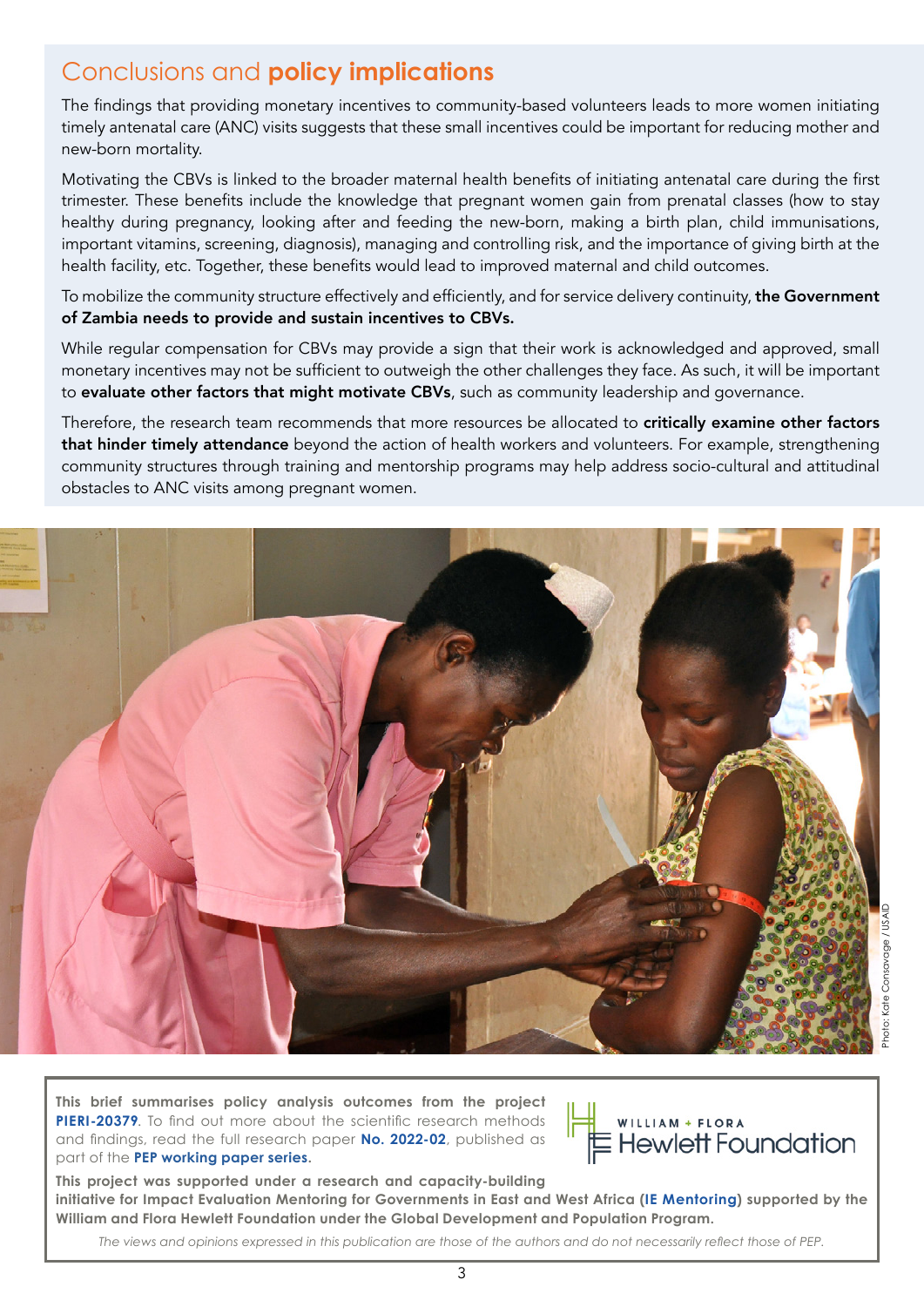## Conclusions and **policy implications**

The findings that providing monetary incentives to community-based volunteers leads to more women initiating timely antenatal care (ANC) visits suggests that these small incentives could be important for reducing mother and new-born mortality.

Motivating the CBVs is linked to the broader maternal health benefits of initiating antenatal care during the first trimester. These benefits include the knowledge that pregnant women gain from prenatal classes (how to stay healthy during pregnancy, looking after and feeding the new-born, making a birth plan, child immunisations, important vitamins, screening, diagnosis), managing and controlling risk, and the importance of giving birth at the health facility, etc. Together, these benefits would lead to improved maternal and child outcomes.

To mobilize the community structure effectively and efficiently, and for service delivery continuity, **the Government of Zambia needs to provide and sustain incentives to CBVs.**

While regular compensation for CBVs may provide a sign that their work is acknowledged and approved, small monetary incentives may not be sufficient to outweigh the other challenges they face. As such, it will be important to **evaluate other factors that might motivate CBVs**, such as community leadership and governance.

Therefore, the research team recommends that more resources be allocated to **critically examine other factors that hinder timely attendance** beyond the action of health workers and volunteers. For example, strengthening community structures through training and mentorship programs may help address socio-cultural and attitudinal obstacles to ANC visits among pregnant women.

Photo: Kate Consavage / USAID

**This brief summarises policy analysis outcomes from the project PIERI-20379**. To find out more about the scientific research methods and findings, read the full research paper **No. 2022-02**, published as part of the **PEP working paper series**.

WILLIAM + FLORA Hewlett Foundation

**This project was supported under a research and capacity-building initiative for Impact Evaluation Mentoring for Governments in East and West Africa (IE Mentoring) supported by the William and Flora Hewlett Foundation under the Global Development and Population Program.**

*The views and opinions expressed in this publication are those of the authors and do not necessarily reflect those of PEP.*